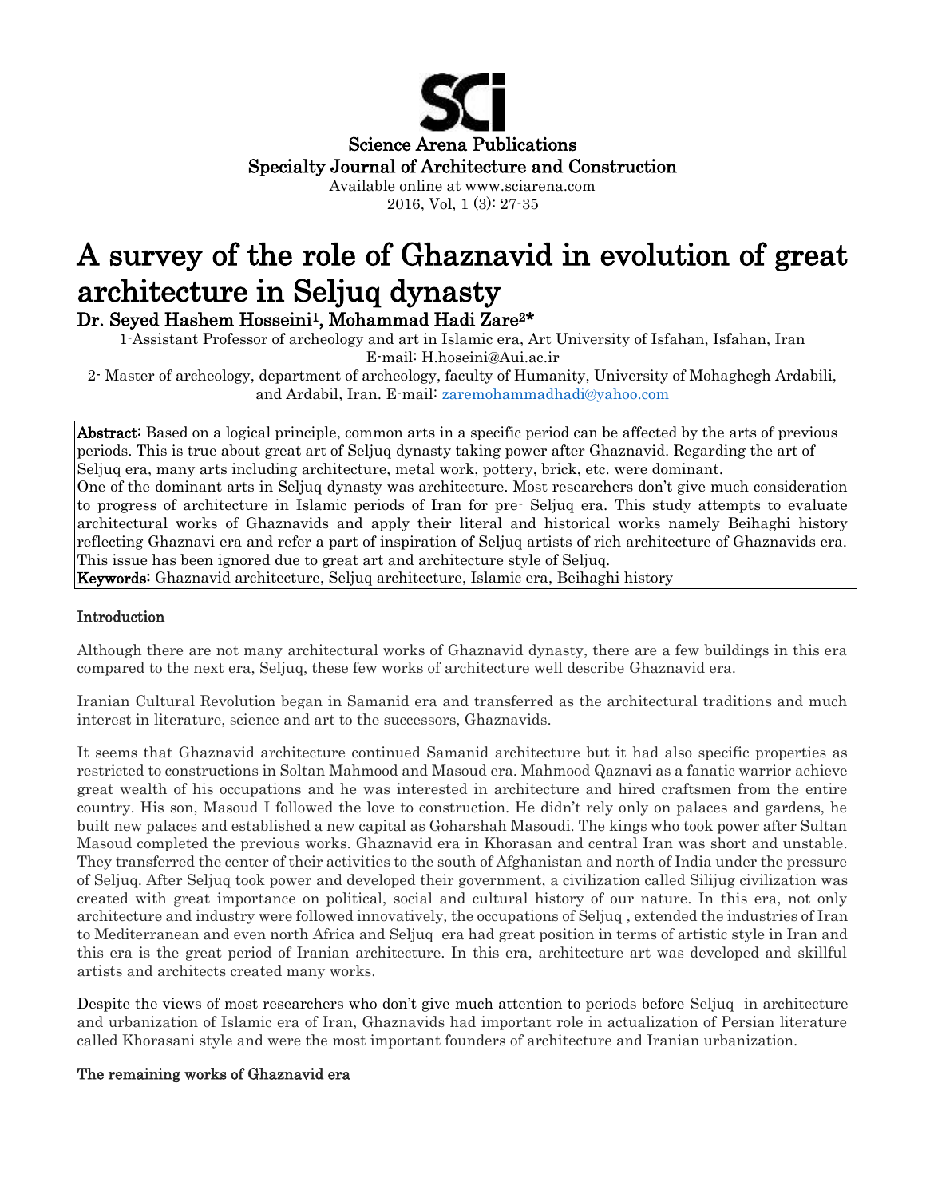Science Arena Publications
Specialty Journal of Architecture and Construction
Available online at www.sciarena.com
2016, Vol, 1 (3): 27-35

# A survey of the role of Ghaznavid in evolution of great architecture in Seljuq dynasty

**Dr. Seyed Hashem Hosseini[1], Mohammad Hadi Zare[2]\***

1-Assistant Professor of archeology and art in Islamic era, Art University of Isfahan, Isfahan, Iran
E-mail: H.hoseini@Aui.ac.ir

2- Master of archeology, department of archeology, faculty of Humanity, University of Mohaghegh Ardabili, and Ardabil, Iran. E-mail: zaremohammadhadi@yahoo.com

**Abstract:** Based on a logical principle, common arts in a specific period can be affected by the arts of previous periods. This is true about great art of Seljuq dynasty taking power after Ghaznavid. Regarding the art of Seljuq era, many arts including architecture, metal work, pottery, brick, etc. were dominant.
One of the dominant arts in Seljuq dynasty was architecture. Most researchers don't give much consideration to progress of architecture in Islamic periods of Iran for pre- Seljuq era. This study attempts to evaluate architectural works of Ghaznavids and apply their literal and historical works namely Beihaghi history reflecting Ghaznavi era and refer a part of inspiration of Seljuq artists of rich architecture of Ghaznavids era. This issue has been ignored due to great art and architecture style of Seljuq.

**Keywords:** Ghaznavid architecture, Seljuq architecture, Islamic era, Beihaghi history

## Introduction

Although there are not many architectural works of Ghaznavid dynasty, there are a few buildings in this era compared to the next era, Seljuq, these few works of architecture well describe Ghaznavid era.

Iranian Cultural Revolution began in Samanid era and transferred as the architectural traditions and much interest in literature, science and art to the successors, Ghaznavids.

It seems that Ghaznavid architecture continued Samanid architecture but it had also specific properties as restricted to constructions in Soltan Mahmood and Masoud era. Mahmood Qaznavi as a fanatic warrior achieve great wealth of his occupations and he was interested in architecture and hired craftsmen from the entire country. His son, Masoud I followed the love to construction. He didn't rely only on palaces and gardens, he built new palaces and established a new capital as Goharshah Masoudi. The kings who took power after Sultan Masoud completed the previous works. Ghaznavid era in Khorasan and central Iran was short and unstable. They transferred the center of their activities to the south of Afghanistan and north of India under the pressure of Seljuq. After Seljuq took power and developed their government, a civilization called Silijug civilization was created with great importance on political, social and cultural history of our nature. In this era, not only architecture and industry were followed innovatively, the occupations of Seljuq , extended the industries of Iran to Mediterranean and even north Africa and Seljuq era had great position in terms of artistic style in Iran and this era is the great period of Iranian architecture. In this era, architecture art was developed and skillful artists and architects created many works.

Despite the views of most researchers who don't give much attention to periods before Seljuq in architecture and urbanization of Islamic era of Iran, Ghaznavids had important role in actualization of Persian literature called Khorasani style and were the most important founders of architecture and Iranian urbanization.

## The remaining works of Ghaznavid era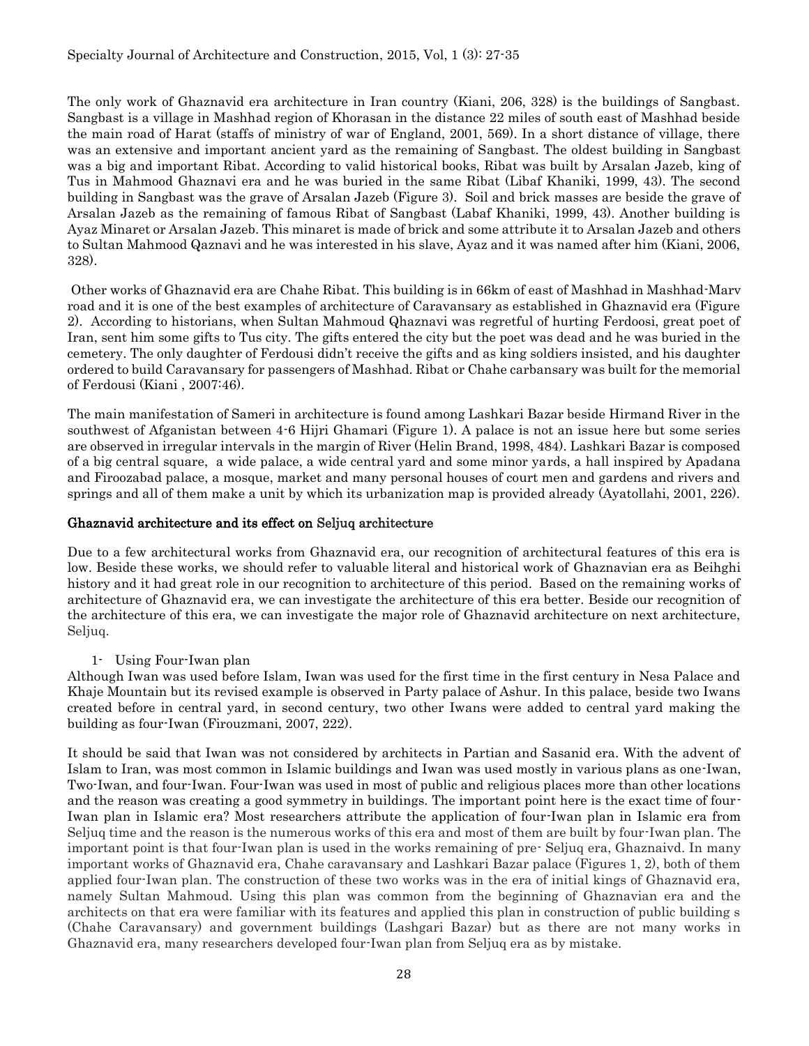The only work of Ghaznavid era architecture in Iran country (Kiani, 206, 328) is the buildings of Sangbast. Sangbast is a village in Mashhad region of Khorasan in the distance 22 miles of south east of Mashhad beside the main road of Harat (staffs of ministry of war of England, 2001, 569). In a short distance of village, there was an extensive and important ancient yard as the remaining of Sangbast. The oldest building in Sangbast was a big and important Ribat. According to valid historical books, Ribat was built by Arsalan Jazeb, king of Tus in Mahmood Ghaznavi era and he was buried in the same Ribat (Libaf Khaniki, 1999, 43). The second building in Sangbast was the grave of Arsalan Jazeb (Figure 3). Soil and brick masses are beside the grave of Arsalan Jazeb as the remaining of famous Ribat of Sangbast (Labaf Khaniki, 1999, 43). Another building is Ayaz Minaret or Arsalan Jazeb. This minaret is made of brick and some attribute it to Arsalan Jazeb and others to Sultan Mahmood Qaznavi and he was interested in his slave, Ayaz and it was named after him (Kiani, 2006, 328).

Other works of Ghaznavid era are Chahe Ribat. This building is in 66km of east of Mashhad in Mashhad-Marv road and it is one of the best examples of architecture of Caravansary as established in Ghaznavid era (Figure 2). According to historians, when Sultan Mahmoud Qhaznavi was regretful of hurting Ferdoosi, great poet of Iran, sent him some gifts to Tus city. The gifts entered the city but the poet was dead and he was buried in the cemetery. The only daughter of Ferdousi didn't receive the gifts and as king soldiers insisted, and his daughter ordered to build Caravansary for passengers of Mashhad. Ribat or Chahe carbansary was built for the memorial of Ferdousi (Kiani , 2007:46).

The main manifestation of Sameri in architecture is found among Lashkari Bazar beside Hirmand River in the southwest of Afganistan between 4-6 Hijri Ghamari (Figure 1). A palace is not an issue here but some series are observed in irregular intervals in the margin of River (Helin Brand, 1998, 484). Lashkari Bazar is composed of a big central square, a wide palace, a wide central yard and some minor yards, a hall inspired by Apadana and Firoozabad palace, a mosque, market and many personal houses of court men and gardens and rivers and springs and all of them make a unit by which its urbanization map is provided already (Ayatollahi, 2001, 226).

## Ghaznavid architecture and its effect on Seljuq architecture

Due to a few architectural works from Ghaznavid era, our recognition of architectural features of this era is low. Beside these works, we should refer to valuable literal and historical work of Ghaznavian era as Beihghi history and it had great role in our recognition to architecture of this period. Based on the remaining works of architecture of Ghaznavid era, we can investigate the architecture of this era better. Beside our recognition of the architecture of this era, we can investigate the major role of Ghaznavid architecture on next architecture, Seljuq.

1- Using Four-Iwan plan

Although Iwan was used before Islam, Iwan was used for the first time in the first century in Nesa Palace and Khaje Mountain but its revised example is observed in Party palace of Ashur. In this palace, beside two Iwans created before in central yard, in second century, two other Iwans were added to central yard making the building as four-Iwan (Firouzmani, 2007, 222).

It should be said that Iwan was not considered by architects in Partian and Sasanid era. With the advent of Islam to Iran, was most common in Islamic buildings and Iwan was used mostly in various plans as one-Iwan, Two-Iwan, and four-Iwan. Four-Iwan was used in most of public and religious places more than other locations and the reason was creating a good symmetry in buildings. The important point here is the exact time of four-Iwan plan in Islamic era? Most researchers attribute the application of four-Iwan plan in Islamic era from Seljuq time and the reason is the numerous works of this era and most of them are built by four-Iwan plan. The important point is that four-Iwan plan is used in the works remaining of pre- Seljuq era, Ghaznaivd. In many important works of Ghaznavid era, Chahe caravansary and Lashkari Bazar palace (Figures 1, 2), both of them applied four-Iwan plan. The construction of these two works was in the era of initial kings of Ghaznavid era, namely Sultan Mahmoud. Using this plan was common from the beginning of Ghaznavian era and the architects on that era were familiar with its features and applied this plan in construction of public building s (Chahe Caravansary) and government buildings (Lashgari Bazar) but as there are not many works in Ghaznavid era, many researchers developed four-Iwan plan from Seljuq era as by mistake.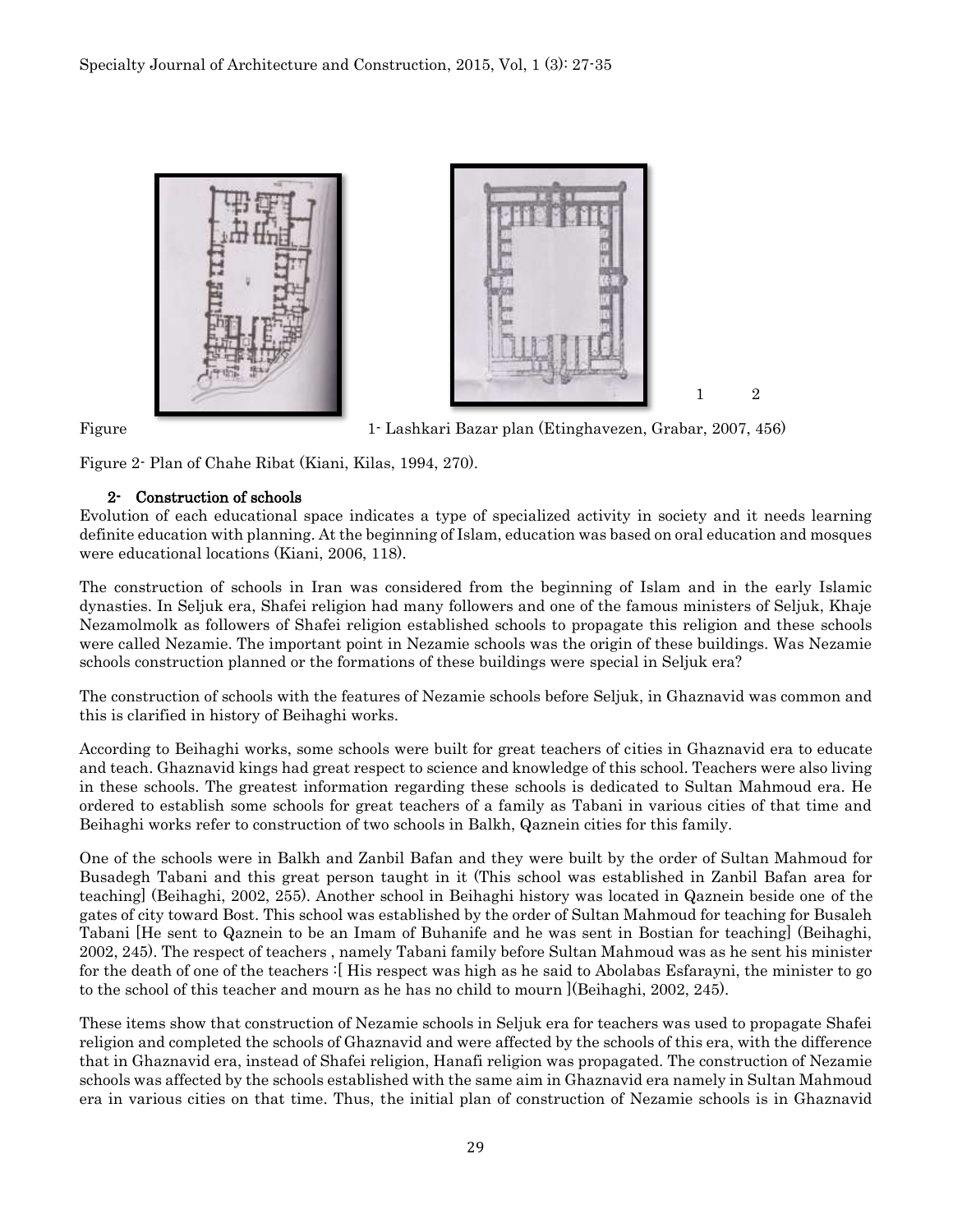1 2

Figure 1- Lashkari Bazar plan (Etinghavezen, Grabar, 2007, 456)

Figure 2- Plan of Chahe Ribat (Kiani, Kilas, 1994, 270).

## 2- Construction of schools

Evolution of each educational space indicates a type of specialized activity in society and it needs learning definite education with planning. At the beginning of Islam, education was based on oral education and mosques were educational locations (Kiani, 2006, 118).

The construction of schools in Iran was considered from the beginning of Islam and in the early Islamic dynasties. In Seljuk era, Shafei religion had many followers and one of the famous ministers of Seljuk, Khaje Nezamolmolk as followers of Shafei religion established schools to propagate this religion and these schools were called Nezamie. The important point in Nezamie schools was the origin of these buildings. Was Nezamie schools construction planned or the formations of these buildings were special in Seljuk era?

The construction of schools with the features of Nezamie schools before Seljuk, in Ghaznavid was common and this is clarified in history of Beihaghi works.

According to Beihaghi works, some schools were built for great teachers of cities in Ghaznavid era to educate and teach. Ghaznavid kings had great respect to science and knowledge of this school. Teachers were also living in these schools. The greatest information regarding these schools is dedicated to Sultan Mahmoud era. He ordered to establish some schools for great teachers of a family as Tabani in various cities of that time and Beihaghi works refer to construction of two schools in Balkh, Qaznein cities for this family.

One of the schools were in Balkh and Zanbil Bafan and they were built by the order of Sultan Mahmoud for Busadegh Tabani and this great person taught in it (This school was established in Zanbil Bafan area for teaching] (Beihaghi, 2002, 255). Another school in Beihaghi history was located in Qaznein beside one of the gates of city toward Bost. This school was established by the order of Sultan Mahmoud for teaching for Busaleh Tabani [He sent to Qaznein to be an Imam of Buhanife and he was sent in Bostian for teaching] (Beihaghi, 2002, 245). The respect of teachers , namely Tabani family before Sultan Mahmoud was as he sent his minister for the death of one of the teachers :[ His respect was high as he said to Abolabas Esfarayni, the minister to go to the school of this teacher and mourn as he has no child to mourn ](Beihaghi, 2002, 245).

These items show that construction of Nezamie schools in Seljuk era for teachers was used to propagate Shafei religion and completed the schools of Ghaznavid and were affected by the schools of this era, with the difference that in Ghaznavid era, instead of Shafei religion, Hanafi religion was propagated. The construction of Nezamie schools was affected by the schools established with the same aim in Ghaznavid era namely in Sultan Mahmoud era in various cities on that time. Thus, the initial plan of construction of Nezamie schools is in Ghaznavid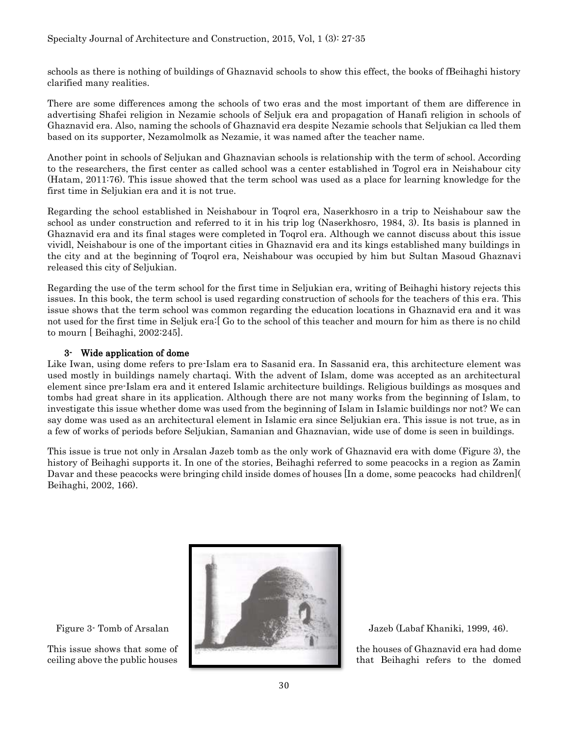schools as there is nothing of buildings of Ghaznavid schools to show this effect, the books of fBeihaghi history clarified many realities.

There are some differences among the schools of two eras and the most important of them are difference in advertising Shafei religion in Nezamie schools of Seljuk era and propagation of Hanafi religion in schools of Ghaznavid era. Also, naming the schools of Ghaznavid era despite Nezamie schools that Seljukian ca lled them based on its supporter, Nezamolmolk as Nezamie, it was named after the teacher name.

Another point in schools of Seljukan and Ghaznavian schools is relationship with the term of school. According to the researchers, the first center as called school was a center established in Togrol era in Neishabour city (Hatam, 2011:76). This issue showed that the term school was used as a place for learning knowledge for the first time in Seljukian era and it is not true.

Regarding the school established in Neishabour in Toqrol era, Naserkhosro in a trip to Neishabour saw the school as under construction and referred to it in his trip log (Naserkhosro, 1984, 3). Its basis is planned in Ghaznavid era and its final stages were completed in Toqrol era. Although we cannot discuss about this issue vividl, Neishabour is one of the important cities in Ghaznavid era and its kings established many buildings in the city and at the beginning of Toqrol era, Neishabour was occupied by him but Sultan Masoud Ghaznavi released this city of Seljukian.

Regarding the use of the term school for the first time in Seljukian era, writing of Beihaghi history rejects this issues. In this book, the term school is used regarding construction of schools for the teachers of this era. This issue shows that the term school was common regarding the education locations in Ghaznavid era and it was not used for the first time in Seljuk era:[ Go to the school of this teacher and mourn for him as there is no child to mourn [ Beihaghi, 2002:245].

### 3- Wide application of dome

Like Iwan, using dome refers to pre-Islam era to Sasanid era. In Sassanid era, this architecture element was used mostly in buildings namely chartaqi. With the advent of Islam, dome was accepted as an architectural element since pre-Islam era and it entered Islamic architecture buildings. Religious buildings as mosques and tombs had great share in its application. Although there are not many works from the beginning of Islam, to investigate this issue whether dome was used from the beginning of Islam in Islamic buildings nor not? We can say dome was used as an architectural element in Islamic era since Seljukian era. This issue is not true, as in a few of works of periods before Seljukian, Samanian and Ghaznavian, wide use of dome is seen in buildings.

This issue is true not only in Arsalan Jazeb tomb as the only work of Ghaznavid era with dome (Figure 3), the history of Beihaghi supports it. In one of the stories, Beihaghi referred to some peacocks in a region as Zamin Davar and these peacocks were bringing child inside domes of houses [In a dome, some peacocks had children]( Beihaghi, 2002, 166).

Figure 3- Tomb of Arsalan Jazeb (Labaf Khaniki, 1999, 46).

This issue shows that some of the houses of Ghaznavid era had dome ceiling above the public houses that Beihaghi refers to the domed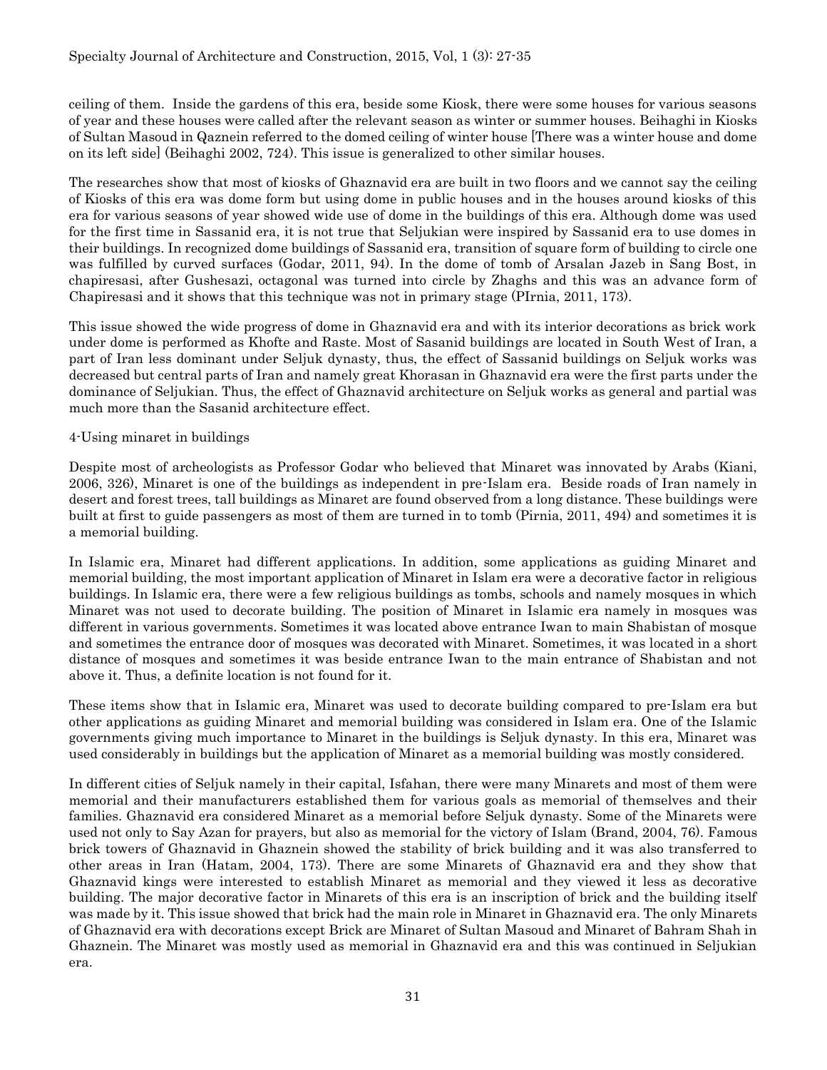ceiling of them. Inside the gardens of this era, beside some Kiosk, there were some houses for various seasons of year and these houses were called after the relevant season as winter or summer houses. Beihaghi in Kiosks of Sultan Masoud in Qaznein referred to the domed ceiling of winter house [There was a winter house and dome on its left side] (Beihaghi 2002, 724). This issue is generalized to other similar houses.

The researches show that most of kiosks of Ghaznavid era are built in two floors and we cannot say the ceiling of Kiosks of this era was dome form but using dome in public houses and in the houses around kiosks of this era for various seasons of year showed wide use of dome in the buildings of this era. Although dome was used for the first time in Sassanid era, it is not true that Seljukian were inspired by Sassanid era to use domes in their buildings. In recognized dome buildings of Sassanid era, transition of square form of building to circle one was fulfilled by curved surfaces (Godar, 2011, 94). In the dome of tomb of Arsalan Jazeb in Sang Bost, in chapiresasi, after Gushesazi, octagonal was turned into circle by Zhaghs and this was an advance form of Chapiresasi and it shows that this technique was not in primary stage (PIrnia, 2011, 173).

This issue showed the wide progress of dome in Ghaznavid era and with its interior decorations as brick work under dome is performed as Khofte and Raste. Most of Sasanid buildings are located in South West of Iran, a part of Iran less dominant under Seljuk dynasty, thus, the effect of Sassanid buildings on Seljuk works was decreased but central parts of Iran and namely great Khorasan in Ghaznavid era were the first parts under the dominance of Seljukian. Thus, the effect of Ghaznavid architecture on Seljuk works as general and partial was much more than the Sasanid architecture effect.

4-Using minaret in buildings

Despite most of archeologists as Professor Godar who believed that Minaret was innovated by Arabs (Kiani, 2006, 326), Minaret is one of the buildings as independent in pre-Islam era. Beside roads of Iran namely in desert and forest trees, tall buildings as Minaret are found observed from a long distance. These buildings were built at first to guide passengers as most of them are turned in to tomb (Pirnia, 2011, 494) and sometimes it is a memorial building.

In Islamic era, Minaret had different applications. In addition, some applications as guiding Minaret and memorial building, the most important application of Minaret in Islam era were a decorative factor in religious buildings. In Islamic era, there were a few religious buildings as tombs, schools and namely mosques in which Minaret was not used to decorate building. The position of Minaret in Islamic era namely in mosques was different in various governments. Sometimes it was located above entrance Iwan to main Shabistan of mosque and sometimes the entrance door of mosques was decorated with Minaret. Sometimes, it was located in a short distance of mosques and sometimes it was beside entrance Iwan to the main entrance of Shabistan and not above it. Thus, a definite location is not found for it.

These items show that in Islamic era, Minaret was used to decorate building compared to pre-Islam era but other applications as guiding Minaret and memorial building was considered in Islam era. One of the Islamic governments giving much importance to Minaret in the buildings is Seljuk dynasty. In this era, Minaret was used considerably in buildings but the application of Minaret as a memorial building was mostly considered.

In different cities of Seljuk namely in their capital, Isfahan, there were many Minarets and most of them were memorial and their manufacturers established them for various goals as memorial of themselves and their families. Ghaznavid era considered Minaret as a memorial before Seljuk dynasty. Some of the Minarets were used not only to Say Azan for prayers, but also as memorial for the victory of Islam (Brand, 2004, 76). Famous brick towers of Ghaznavid in Ghaznein showed the stability of brick building and it was also transferred to other areas in Iran (Hatam, 2004, 173). There are some Minarets of Ghaznavid era and they show that Ghaznavid kings were interested to establish Minaret as memorial and they viewed it less as decorative building. The major decorative factor in Minarets of this era is an inscription of brick and the building itself was made by it. This issue showed that brick had the main role in Minaret in Ghaznavid era. The only Minarets of Ghaznavid era with decorations except Brick are Minaret of Sultan Masoud and Minaret of Bahram Shah in Ghaznein. The Minaret was mostly used as memorial in Ghaznavid era and this was continued in Seljukian era.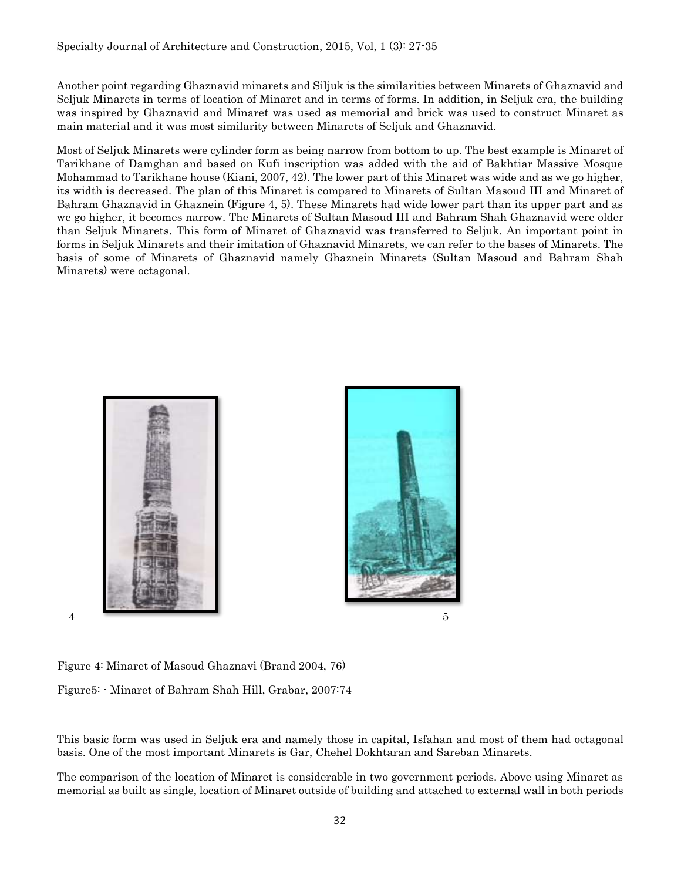Another point regarding Ghaznavid minarets and Siljuk is the similarities between Minarets of Ghaznavid and Seljuk Minarets in terms of location of Minaret and in terms of forms. In addition, in Seljuk era, the building was inspired by Ghaznavid and Minaret was used as memorial and brick was used to construct Minaret as main material and it was most similarity between Minarets of Seljuk and Ghaznavid.

Most of Seljuk Minarets were cylinder form as being narrow from bottom to up. The best example is Minaret of Tarikhane of Damghan and based on Kufi inscription was added with the aid of Bakhtiar Massive Mosque Mohammad to Tarikhane house (Kiani, 2007, 42). The lower part of this Minaret was wide and as we go higher, its width is decreased. The plan of this Minaret is compared to Minarets of Sultan Masoud III and Minaret of Bahram Ghaznavid in Ghaznein (Figure 4, 5). These Minarets had wide lower part than its upper part and as we go higher, it becomes narrow. The Minarets of Sultan Masoud III and Bahram Shah Ghaznavid were older than Seljuk Minarets. This form of Minaret of Ghaznavid was transferred to Seljuk. An important point in forms in Seljuk Minarets and their imitation of Ghaznavid Minarets, we can refer to the bases of Minarets. The basis of some of Minarets of Ghaznavid namely Ghaznein Minarets (Sultan Masoud and Bahram Shah Minarets) were octagonal.

4 5

Figure 4: Minaret of Masoud Ghaznavi (Brand 2004, 76)

Figure5: - Minaret of Bahram Shah Hill, Grabar, 2007:74

This basic form was used in Seljuk era and namely those in capital, Isfahan and most of them had octagonal basis. One of the most important Minarets is Gar, Chehel Dokhtaran and Sareban Minarets.

The comparison of the location of Minaret is considerable in two government periods. Above using Minaret as memorial as built as single, location of Minaret outside of building and attached to external wall in both periods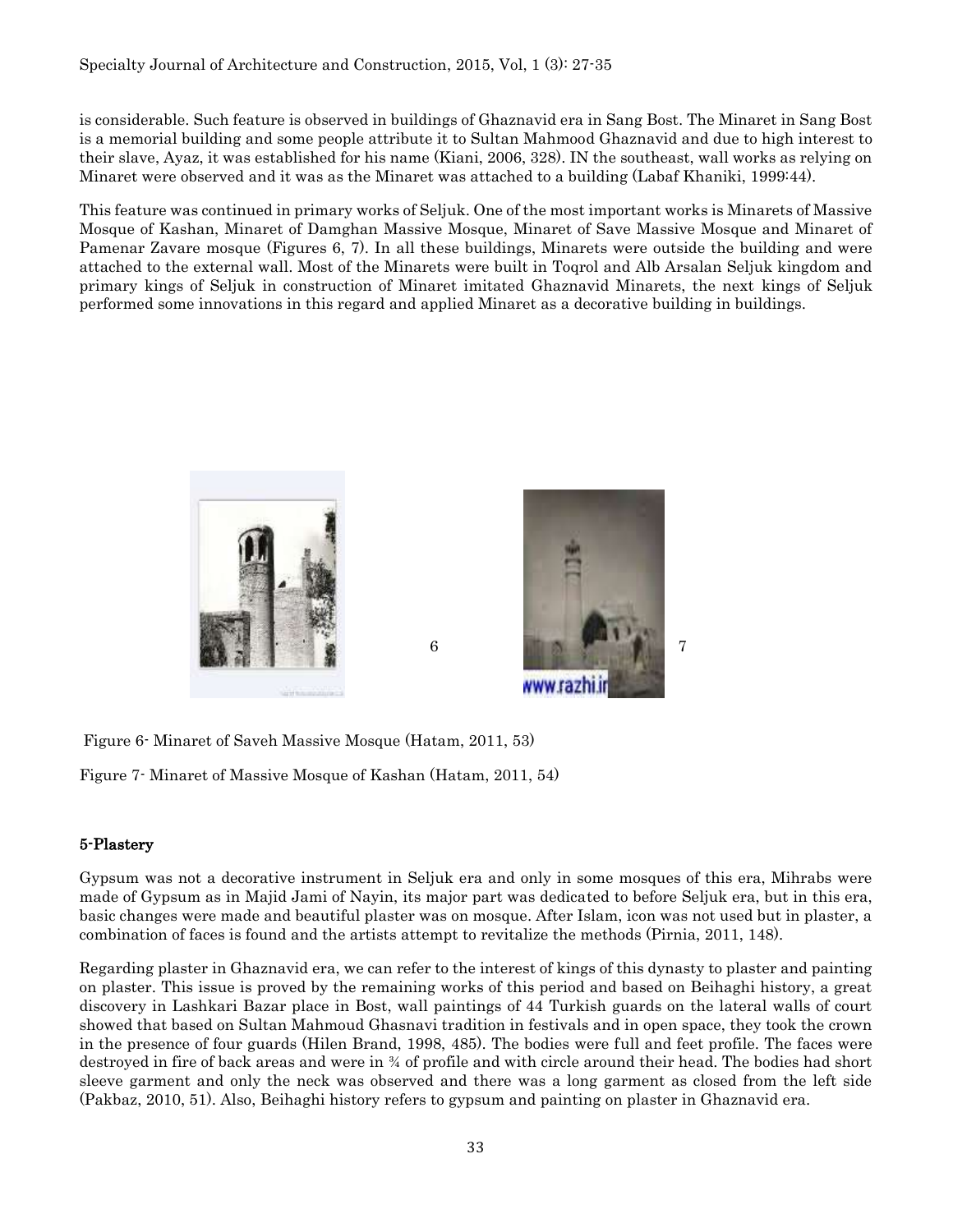is considerable. Such feature is observed in buildings of Ghaznavid era in Sang Bost. The Minaret in Sang Bost is a memorial building and some people attribute it to Sultan Mahmood Ghaznavid and due to high interest to their slave, Ayaz, it was established for his name (Kiani, 2006, 328). IN the southeast, wall works as relying on Minaret were observed and it was as the Minaret was attached to a building (Labaf Khaniki, 1999:44).

This feature was continued in primary works of Seljuk. One of the most important works is Minarets of Massive Mosque of Kashan, Minaret of Damghan Massive Mosque, Minaret of Save Massive Mosque and Minaret of Pamenar Zavare mosque (Figures 6, 7). In all these buildings, Minarets were outside the building and were attached to the external wall. Most of the Minarets were built in Toqrol and Alb Arsalan Seljuk kingdom and primary kings of Seljuk in construction of Minaret imitated Ghaznavid Minarets, the next kings of Seljuk performed some innovations in this regard and applied Minaret as a decorative building in buildings.

6

7

Figure 6- Minaret of Saveh Massive Mosque (Hatam, 2011, 53)

Figure 7- Minaret of Massive Mosque of Kashan (Hatam, 2011, 54)

## 5-Plastery

Gypsum was not a decorative instrument in Seljuk era and only in some mosques of this era, Mihrabs were made of Gypsum as in Majid Jami of Nayin, its major part was dedicated to before Seljuk era, but in this era, basic changes were made and beautiful plaster was on mosque. After Islam, icon was not used but in plaster, a combination of faces is found and the artists attempt to revitalize the methods (Pirnia, 2011, 148).

Regarding plaster in Ghaznavid era, we can refer to the interest of kings of this dynasty to plaster and painting on plaster. This issue is proved by the remaining works of this period and based on Beihaghi history, a great discovery in Lashkari Bazar place in Bost, wall paintings of 44 Turkish guards on the lateral walls of court showed that based on Sultan Mahmoud Ghasnavi tradition in festivals and in open space, they took the crown in the presence of four guards (Hilen Brand, 1998, 485). The bodies were full and feet profile. The faces were destroyed in fire of back areas and were in ¾ of profile and with circle around their head. The bodies had short sleeve garment and only the neck was observed and there was a long garment as closed from the left side (Pakbaz, 2010, 51). Also, Beihaghi history refers to gypsum and painting on plaster in Ghaznavid era.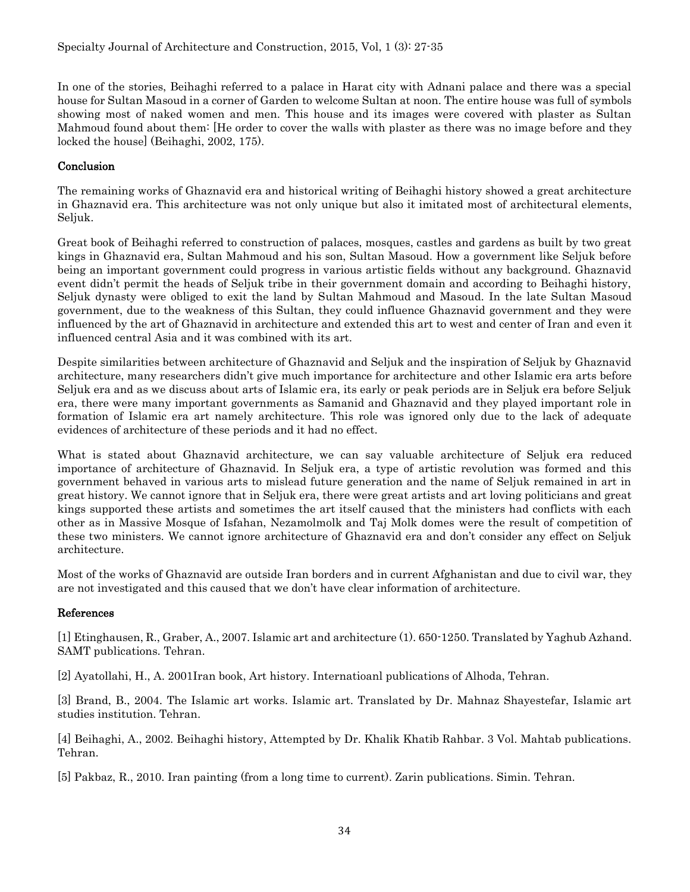In one of the stories, Beihaghi referred to a palace in Harat city with Adnani palace and there was a special house for Sultan Masoud in a corner of Garden to welcome Sultan at noon. The entire house was full of symbols showing most of naked women and men. This house and its images were covered with plaster as Sultan Mahmoud found about them: [He order to cover the walls with plaster as there was no image before and they locked the house] (Beihaghi, 2002, 175).

## Conclusion

The remaining works of Ghaznavid era and historical writing of Beihaghi history showed a great architecture in Ghaznavid era. This architecture was not only unique but also it imitated most of architectural elements, Seljuk.

Great book of Beihaghi referred to construction of palaces, mosques, castles and gardens as built by two great kings in Ghaznavid era, Sultan Mahmoud and his son, Sultan Masoud. How a government like Seljuk before being an important government could progress in various artistic fields without any background. Ghaznavid event didn't permit the heads of Seljuk tribe in their government domain and according to Beihaghi history, Seljuk dynasty were obliged to exit the land by Sultan Mahmoud and Masoud. In the late Sultan Masoud government, due to the weakness of this Sultan, they could influence Ghaznavid government and they were influenced by the art of Ghaznavid in architecture and extended this art to west and center of Iran and even it influenced central Asia and it was combined with its art.

Despite similarities between architecture of Ghaznavid and Seljuk and the inspiration of Seljuk by Ghaznavid architecture, many researchers didn't give much importance for architecture and other Islamic era arts before Seljuk era and as we discuss about arts of Islamic era, its early or peak periods are in Seljuk era before Seljuk era, there were many important governments as Samanid and Ghaznavid and they played important role in formation of Islamic era art namely architecture. This role was ignored only due to the lack of adequate evidences of architecture of these periods and it had no effect.

What is stated about Ghaznavid architecture, we can say valuable architecture of Seljuk era reduced importance of architecture of Ghaznavid. In Seljuk era, a type of artistic revolution was formed and this government behaved in various arts to mislead future generation and the name of Seljuk remained in art in great history. We cannot ignore that in Seljuk era, there were great artists and art loving politicians and great kings supported these artists and sometimes the art itself caused that the ministers had conflicts with each other as in Massive Mosque of Isfahan, Nezamolmolk and Taj Molk domes were the result of competition of these two ministers. We cannot ignore architecture of Ghaznavid era and don't consider any effect on Seljuk architecture.

Most of the works of Ghaznavid are outside Iran borders and in current Afghanistan and due to civil war, they are not investigated and this caused that we don't have clear information of architecture.

## References

[1] Etinghausen, R., Graber, A., 2007. Islamic art and architecture (1). 650-1250. Translated by Yaghub Azhand. SAMT publications. Tehran.

[2] Ayatollahi, H., A. 2001Iran book, Art history. Internatioanl publications of Alhoda, Tehran.

[3] Brand, B., 2004. The Islamic art works. Islamic art. Translated by Dr. Mahnaz Shayestefar, Islamic art studies institution. Tehran.

[4] Beihaghi, A., 2002. Beihaghi history, Attempted by Dr. Khalik Khatib Rahbar. 3 Vol. Mahtab publications. Tehran.

[5] Pakbaz, R., 2010. Iran painting (from a long time to current). Zarin publications. Simin. Tehran.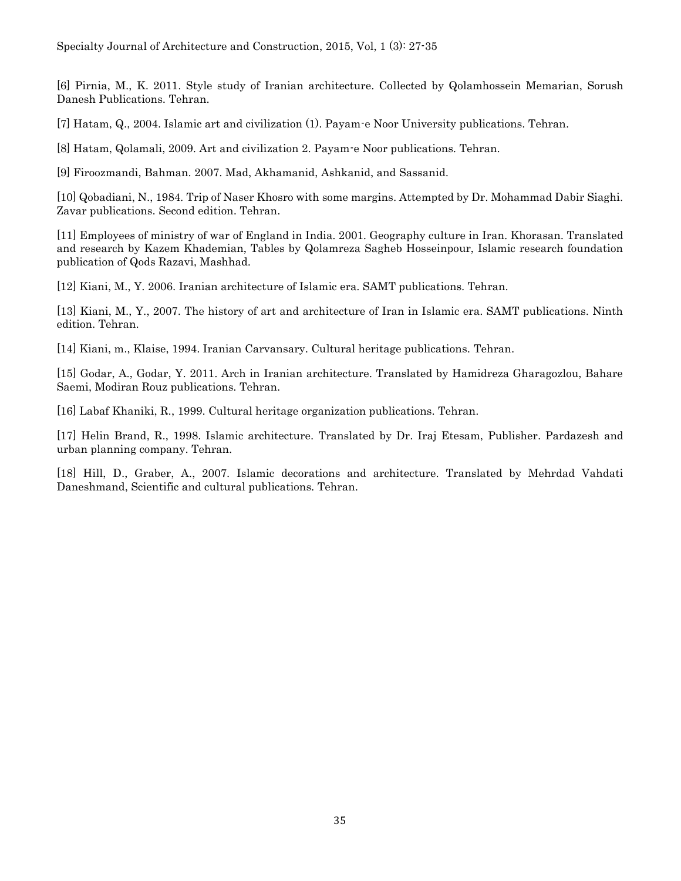[6] Pirnia, M., K. 2011. Style study of Iranian architecture. Collected by Qolamhossein Memarian, Sorush Danesh Publications. Tehran.

[7] Hatam, Q., 2004. Islamic art and civilization (1). Payam-e Noor University publications. Tehran.

[8] Hatam, Qolamali, 2009. Art and civilization 2. Payam-e Noor publications. Tehran.

[9] Firoozmandi, Bahman. 2007. Mad, Akhamanid, Ashkanid, and Sassanid.

[10] Qobadiani, N., 1984. Trip of Naser Khosro with some margins. Attempted by Dr. Mohammad Dabir Siaghi. Zavar publications. Second edition. Tehran.

[11] Employees of ministry of war of England in India. 2001. Geography culture in Iran. Khorasan. Translated and research by Kazem Khademian, Tables by Qolamreza Sagheb Hosseinpour, Islamic research foundation publication of Qods Razavi, Mashhad.

[12] Kiani, M., Y. 2006. Iranian architecture of Islamic era. SAMT publications. Tehran.

[13] Kiani, M., Y., 2007. The history of art and architecture of Iran in Islamic era. SAMT publications. Ninth edition. Tehran.

[14] Kiani, m., Klaise, 1994. Iranian Carvansary. Cultural heritage publications. Tehran.

[15] Godar, A., Godar, Y. 2011. Arch in Iranian architecture. Translated by Hamidreza Gharagozlou, Bahare Saemi, Modiran Rouz publications. Tehran.

[16] Labaf Khaniki, R., 1999. Cultural heritage organization publications. Tehran.

[17] Helin Brand, R., 1998. Islamic architecture. Translated by Dr. Iraj Etesam, Publisher. Pardazesh and urban planning company. Tehran.

[18] Hill, D., Graber, A., 2007. Islamic decorations and architecture. Translated by Mehrdad Vahdati Daneshmand, Scientific and cultural publications. Tehran.